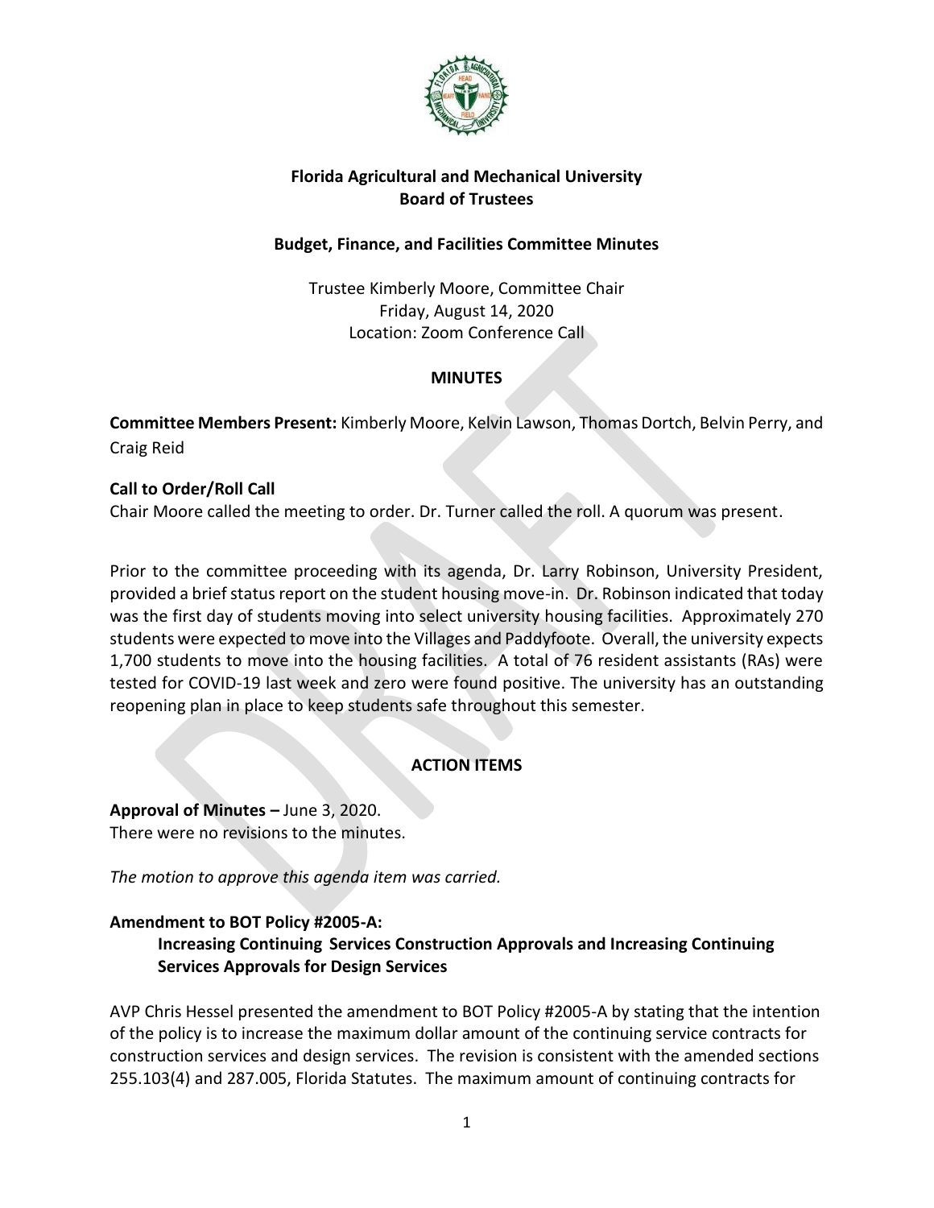**Florida Agricultural and Mechanical University**
**Board of Trustees**

**Budget, Finance, and Facilities Committee Minutes**

Trustee Kimberly Moore, Committee Chair
Friday, August 14, 2020
Location: Zoom Conference Call

**MINUTES**

**Committee Members Present:** Kimberly Moore, Kelvin Lawson, Thomas Dortch, Belvin Perry, and Craig Reid

**Call to Order/Roll Call**
Chair Moore called the meeting to order. Dr. Turner called the roll. A quorum was present.

Prior to the committee proceeding with its agenda, Dr. Larry Robinson, University President, provided a brief status report on the student housing move-in. Dr. Robinson indicated that today was the first day of students moving into select university housing facilities. Approximately 270 students were expected to move into the Villages and Paddyfoote. Overall, the university expects 1,700 students to move into the housing facilities. A total of 76 resident assistants (RAs) were tested for COVID-19 last week and zero were found positive. The university has an outstanding reopening plan in place to keep students safe throughout this semester.

**ACTION ITEMS**

**Approval of Minutes –** June 3, 2020.
There were no revisions to the minutes.

*The motion to approve this agenda item was carried.*

**Amendment to BOT Policy #2005-A:**
**Increasing Continuing Services Construction Approvals and Increasing Continuing Services Approvals for Design Services**

AVP Chris Hessel presented the amendment to BOT Policy #2005-A by stating that the intention of the policy is to increase the maximum dollar amount of the continuing service contracts for construction services and design services. The revision is consistent with the amended sections 255.103(4) and 287.005, Florida Statutes. The maximum amount of continuing contracts for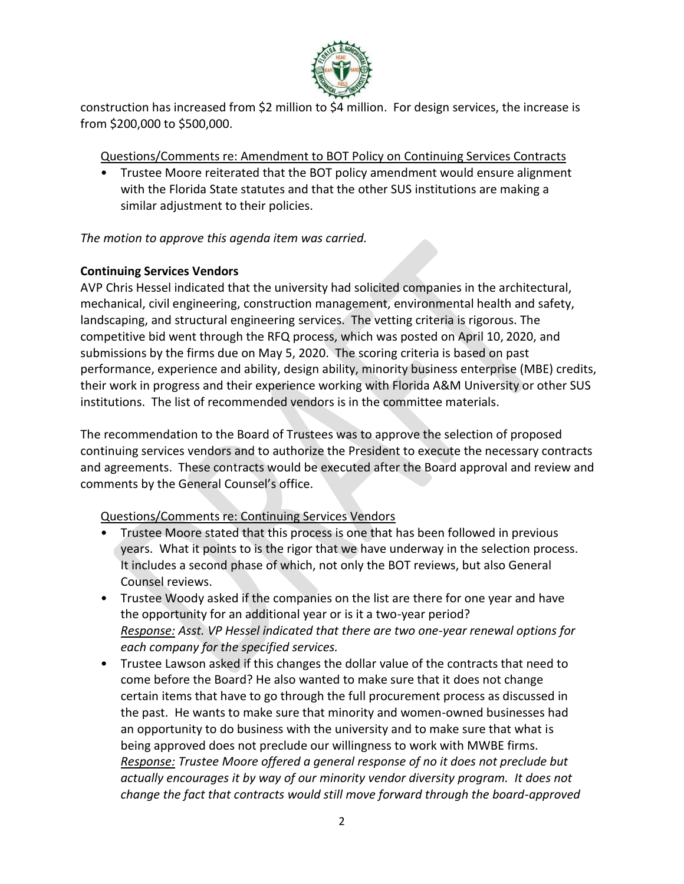construction has increased from $2 million to $4 million. For design services, the increase is from $200,000 to $500,000.

Questions/Comments re: Amendment to BOT Policy on Continuing Services Contracts

- Trustee Moore reiterated that the BOT policy amendment would ensure alignment with the Florida State statutes and that the other SUS institutions are making a similar adjustment to their policies.

*The motion to approve this agenda item was carried.*

**Continuing Services Vendors**

AVP Chris Hessel indicated that the university had solicited companies in the architectural, mechanical, civil engineering, construction management, environmental health and safety, landscaping, and structural engineering services. The vetting criteria is rigorous. The competitive bid went through the RFQ process, which was posted on April 10, 2020, and submissions by the firms due on May 5, 2020. The scoring criteria is based on past performance, experience and ability, design ability, minority business enterprise (MBE) credits, their work in progress and their experience working with Florida A&M University or other SUS institutions. The list of recommended vendors is in the committee materials.

The recommendation to the Board of Trustees was to approve the selection of proposed continuing services vendors and to authorize the President to execute the necessary contracts and agreements. These contracts would be executed after the Board approval and review and comments by the General Counsel's office.

Questions/Comments re: Continuing Services Vendors

- Trustee Moore stated that this process is one that has been followed in previous years. What it points to is the rigor that we have underway in the selection process. It includes a second phase of which, not only the BOT reviews, but also General Counsel reviews.
- Trustee Woody asked if the companies on the list are there for one year and have the opportunity for an additional year or is it a two-year period?
  *Response: Asst. VP Hessel indicated that there are two one-year renewal options for each company for the specified services.*
- Trustee Lawson asked if this changes the dollar value of the contracts that need to come before the Board? He also wanted to make sure that it does not change certain items that have to go through the full procurement process as discussed in the past. He wants to make sure that minority and women-owned businesses had an opportunity to do business with the university and to make sure that what is being approved does not preclude our willingness to work with MWBE firms.
  *Response: Trustee Moore offered a general response of no it does not preclude but actually encourages it by way of our minority vendor diversity program. It does not change the fact that contracts would still move forward through the board-approved*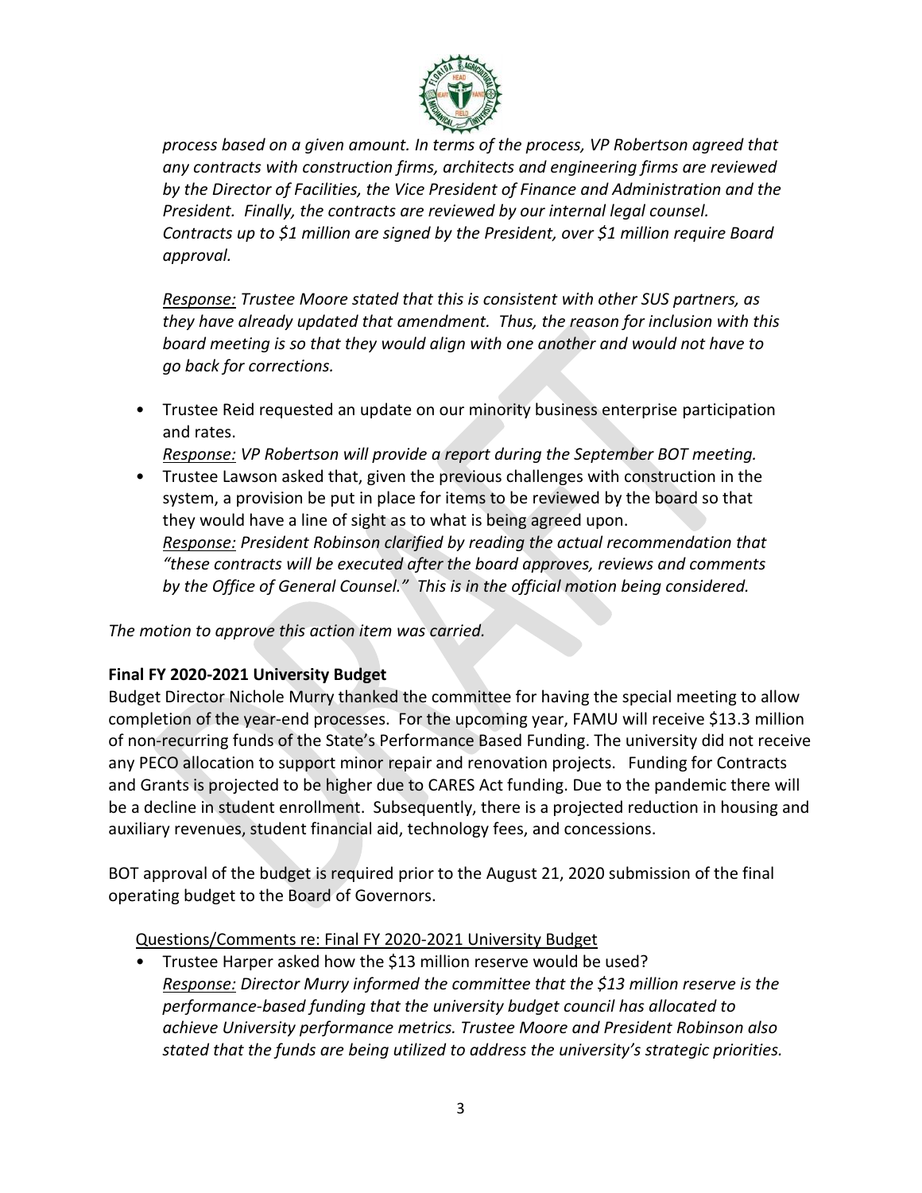*process based on a given amount. In terms of the process, VP Robertson agreed that any contracts with construction firms, architects and engineering firms are reviewed by the Director of Facilities, the Vice President of Finance and Administration and the President. Finally, the contracts are reviewed by our internal legal counsel. Contracts up to $1 million are signed by the President, over $1 million require Board approval.*

*<u>Response:</u> Trustee Moore stated that this is consistent with other SUS partners, as they have already updated that amendment. Thus, the reason for inclusion with this board meeting is so that they would align with one another and would not have to go back for corrections.*

- Trustee Reid requested an update on our minority business enterprise participation and rates.
  *<u>Response:</u> VP Robertson will provide a report during the September BOT meeting.*
- Trustee Lawson asked that, given the previous challenges with construction in the system, a provision be put in place for items to be reviewed by the board so that they would have a line of sight as to what is being agreed upon.
  *<u>Response:</u> President Robinson clarified by reading the actual recommendation that "these contracts will be executed after the board approves, reviews and comments by the Office of General Counsel." This is in the official motion being considered.*

*The motion to approve this action item was carried.*

**Final FY 2020-2021 University Budget**

Budget Director Nichole Murry thanked the committee for having the special meeting to allow completion of the year-end processes. For the upcoming year, FAMU will receive $13.3 million of non-recurring funds of the State's Performance Based Funding. The university did not receive any PECO allocation to support minor repair and renovation projects. Funding for Contracts and Grants is projected to be higher due to CARES Act funding. Due to the pandemic there will be a decline in student enrollment. Subsequently, there is a projected reduction in housing and auxiliary revenues, student financial aid, technology fees, and concessions.

BOT approval of the budget is required prior to the August 21, 2020 submission of the final operating budget to the Board of Governors.

<u>Questions/Comments re: Final FY 2020-2021 University Budget</u>

- Trustee Harper asked how the $13 million reserve would be used?
  *<u>Response:</u> Director Murry informed the committee that the $13 million reserve is the performance-based funding that the university budget council has allocated to achieve University performance metrics. Trustee Moore and President Robinson also stated that the funds are being utilized to address the university's strategic priorities.*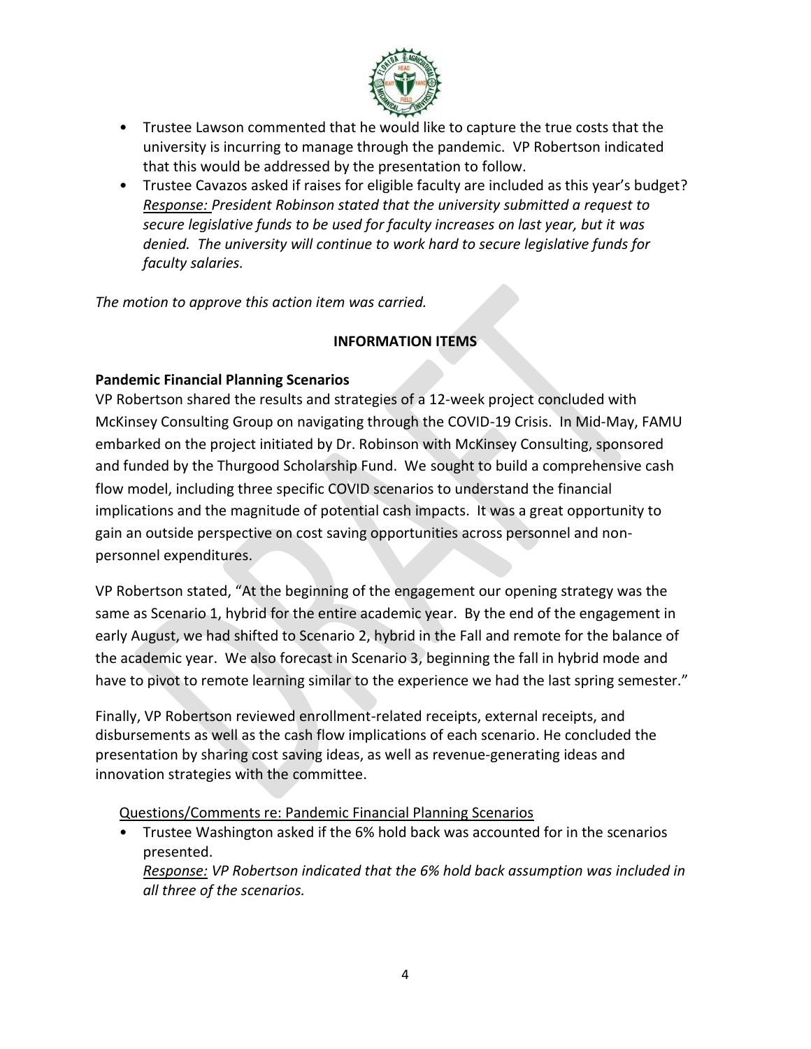- Trustee Lawson commented that he would like to capture the true costs that the university is incurring to manage through the pandemic. VP Robertson indicated that this would be addressed by the presentation to follow.
- Trustee Cavazos asked if raises for eligible faculty are included as this year's budget?
  *Response: President Robinson stated that the university submitted a request to secure legislative funds to be used for faculty increases on last year, but it was denied. The university will continue to work hard to secure legislative funds for faculty salaries.*

*The motion to approve this action item was carried.*

**INFORMATION ITEMS**

**Pandemic Financial Planning Scenarios**

VP Robertson shared the results and strategies of a 12-week project concluded with McKinsey Consulting Group on navigating through the COVID-19 Crisis. In Mid-May, FAMU embarked on the project initiated by Dr. Robinson with McKinsey Consulting, sponsored and funded by the Thurgood Scholarship Fund. We sought to build a comprehensive cash flow model, including three specific COVID scenarios to understand the financial implications and the magnitude of potential cash impacts. It was a great opportunity to gain an outside perspective on cost saving opportunities across personnel and non-personnel expenditures.

VP Robertson stated, "At the beginning of the engagement our opening strategy was the same as Scenario 1, hybrid for the entire academic year. By the end of the engagement in early August, we had shifted to Scenario 2, hybrid in the Fall and remote for the balance of the academic year. We also forecast in Scenario 3, beginning the fall in hybrid mode and have to pivot to remote learning similar to the experience we had the last spring semester."

Finally, VP Robertson reviewed enrollment-related receipts, external receipts, and disbursements as well as the cash flow implications of each scenario. He concluded the presentation by sharing cost saving ideas, as well as revenue-generating ideas and innovation strategies with the committee.

Questions/Comments re: Pandemic Financial Planning Scenarios

- Trustee Washington asked if the 6% hold back was accounted for in the scenarios presented.
  *Response: VP Robertson indicated that the 6% hold back assumption was included in all three of the scenarios.*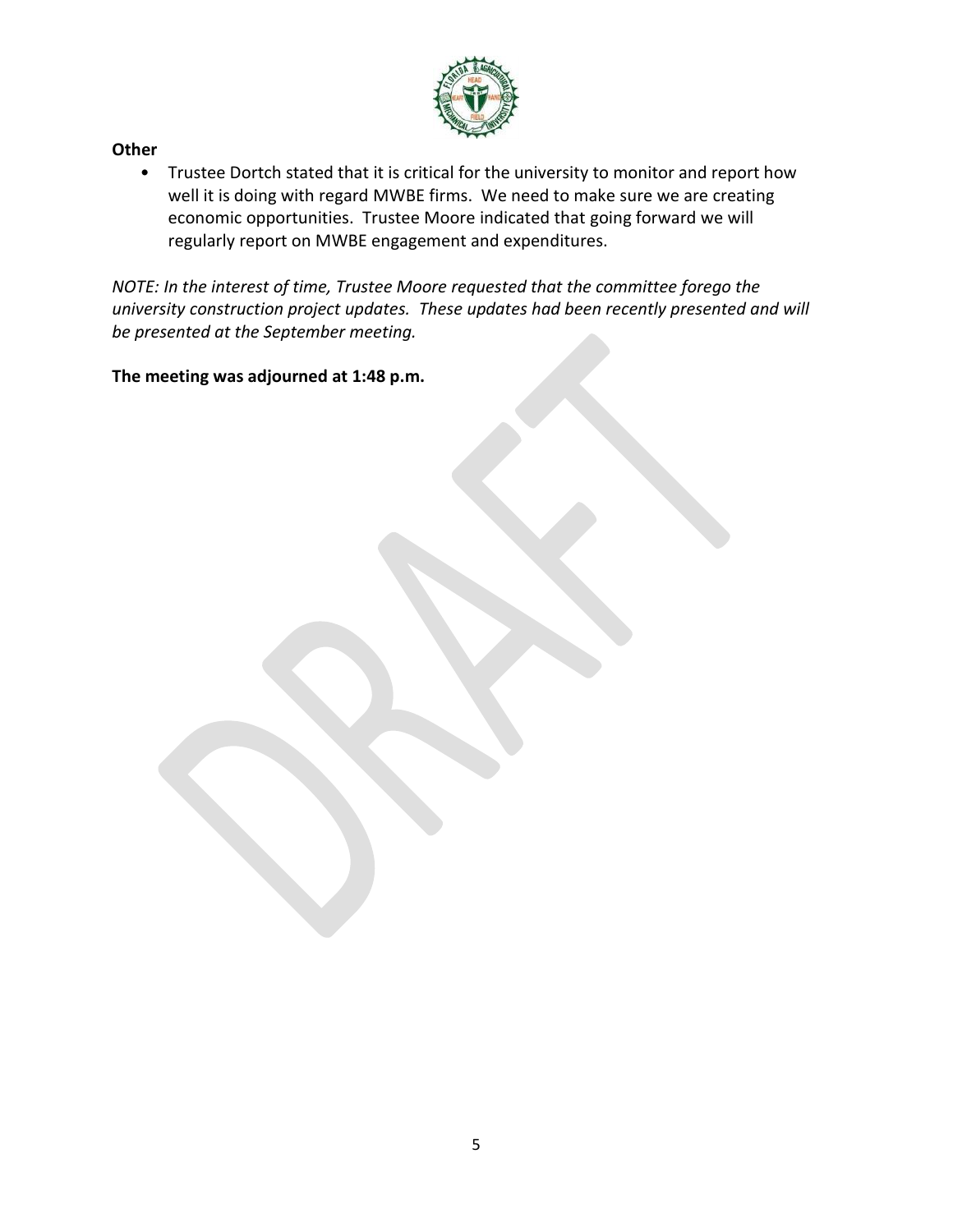**Other**

- Trustee Dortch stated that it is critical for the university to monitor and report how well it is doing with regard MWBE firms. We need to make sure we are creating economic opportunities. Trustee Moore indicated that going forward we will regularly report on MWBE engagement and expenditures.

*NOTE: In the interest of time, Trustee Moore requested that the committee forego the university construction project updates. These updates had been recently presented and will be presented at the September meeting.*

**The meeting was adjourned at 1:48 p.m.**